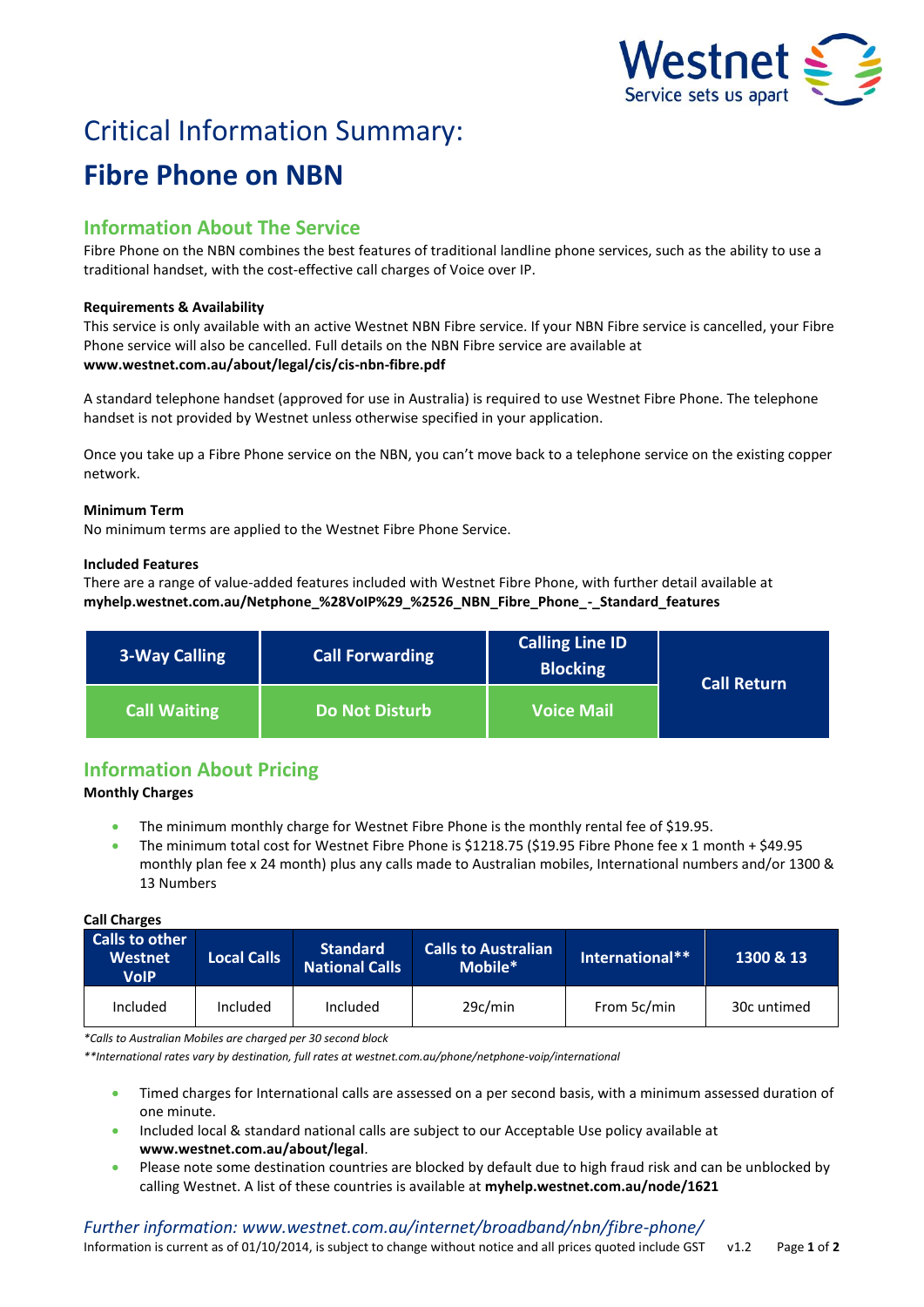# Critical Information Summary:

# Fibre Phone on NBN

## Information About The Service

Fibre Phone on the NBN combines the best features of traditional landline phone services, such as the ability to use a traditional handset, with the cost-effective call charges of Voice over IP.

**Requirements & Availability**

This service is only available with an active Westnet NBN Fibre service. If your NBN Fibre service is cancelled, your Fibre Phone service will also be cancelled. Full details on the NBN Fibre service are available at **www.westnet.com.au/about/legal/cis/cis-nbn-fibre.pdf**

A standard telephone handset (approved for use in Australia) is required to use Westnet Fibre Phone. The telephone handset is not provided by Westnet unless otherwise specified in your application.

Once you take up a Fibre Phone service on the NBN, you can't move back to a telephone service on the existing copper network.

**Minimum Term**

No minimum terms are applied to the Westnet Fibre Phone Service.

**Included Features**

There are a range of value-added features included with Westnet Fibre Phone, with further detail available at **myhelp.westnet.com.au/Netphone_%28VoIP%29_%2526_NBN_Fibre_Phone_-_Standard_features**

| 3-Way Calling | Call Forwarding | Calling Line ID Blocking | Call Return |
|---|---|---|---|
| Call Waiting | Do Not Disturb | Voice Mail | |

## Information About Pricing

**Monthly Charges**

- The minimum monthly charge for Westnet Fibre Phone is the monthly rental fee of $19.95.
- The minimum total cost for Westnet Fibre Phone is $1218.75 ($19.95 Fibre Phone fee x 1 month + $49.95 monthly plan fee x 24 month) plus any calls made to Australian mobiles, International numbers and/or 1300 & 13 Numbers

**Call Charges**

| Calls to other Westnet VoIP | Local Calls | Standard National Calls | Calls to Australian Mobile* | International** | 1300 & 13 |
|---|---|---|---|---|---|
| Included | Included | Included | 29c/min | From 5c/min | 30c untimed |

*\*Calls to Australian Mobiles are charged per 30 second block*

*\*\*International rates vary by destination, full rates at westnet.com.au/phone/netphone-voip/international*

- Timed charges for International calls are assessed on a per second basis, with a minimum assessed duration of one minute.
- Included local & standard national calls are subject to our Acceptable Use policy available at **www.westnet.com.au/about/legal**.
- Please note some destination countries are blocked by default due to high fraud risk and can be unblocked by calling Westnet. A list of these countries is available at **myhelp.westnet.com.au/node/1621**

*Further information: www.westnet.com.au/internet/broadband/nbn/fibre-phone/*

Information is current as of 01/10/2014, is subject to change without notice and all prices quoted include GST v1.2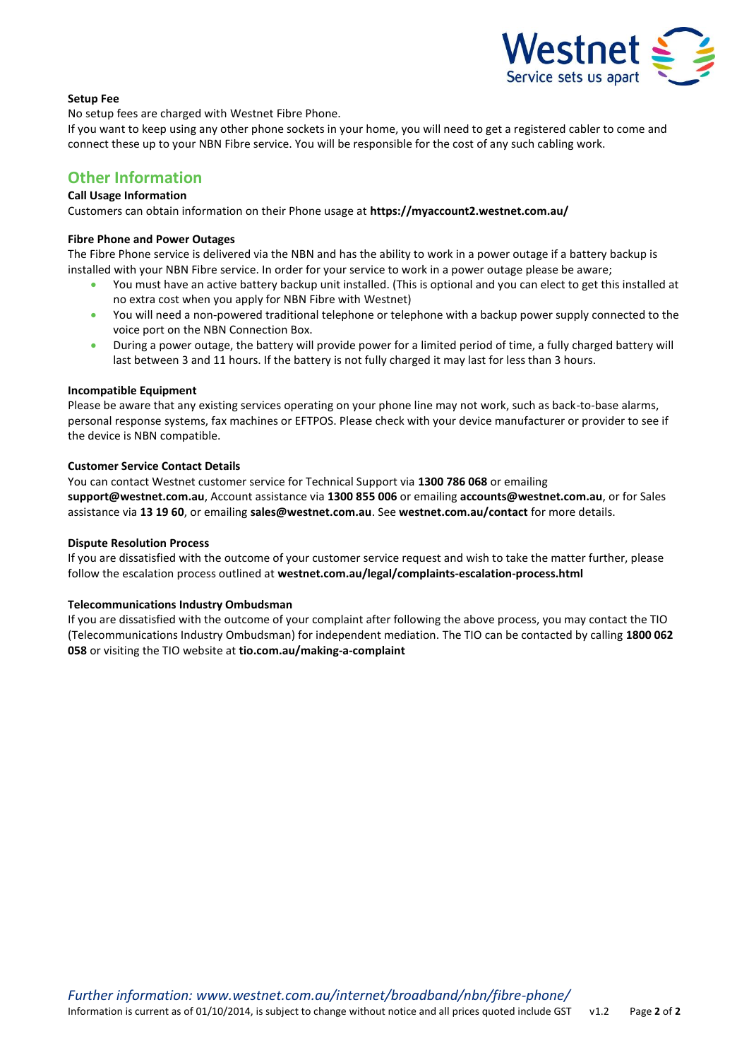**Setup Fee**

No setup fees are charged with Westnet Fibre Phone.
If you want to keep using any other phone sockets in your home, you will need to get a registered cabler to come and connect these up to your NBN Fibre service. You will be responsible for the cost of any such cabling work.

## Other Information

**Call Usage Information**

Customers can obtain information on their Phone usage at **https://myaccount2.westnet.com.au/**

**Fibre Phone and Power Outages**

The Fibre Phone service is delivered via the NBN and has the ability to work in a power outage if a battery backup is installed with your NBN Fibre service. In order for your service to work in a power outage please be aware;

- You must have an active battery backup unit installed. (This is optional and you can elect to get this installed at no extra cost when you apply for NBN Fibre with Westnet)
- You will need a non-powered traditional telephone or telephone with a backup power supply connected to the voice port on the NBN Connection Box.
- During a power outage, the battery will provide power for a limited period of time, a fully charged battery will last between 3 and 11 hours. If the battery is not fully charged it may last for less than 3 hours.

**Incompatible Equipment**

Please be aware that any existing services operating on your phone line may not work, such as back-to-base alarms, personal response systems, fax machines or EFTPOS. Please check with your device manufacturer or provider to see if the device is NBN compatible.

**Customer Service Contact Details**

You can contact Westnet customer service for Technical Support via **1300 786 068** or emailing **support@westnet.com.au**, Account assistance via **1300 855 006** or emailing **accounts@westnet.com.au**, or for Sales assistance via **13 19 60**, or emailing **sales@westnet.com.au**. See **westnet.com.au/contact** for more details.

**Dispute Resolution Process**

If you are dissatisfied with the outcome of your customer service request and wish to take the matter further, please follow the escalation process outlined at **westnet.com.au/legal/complaints-escalation-process.html**

**Telecommunications Industry Ombudsman**

If you are dissatisfied with the outcome of your complaint after following the above process, you may contact the TIO (Telecommunications Industry Ombudsman) for independent mediation. The TIO can be contacted by calling **1800 062 058** or visiting the TIO website at **tio.com.au/making-a-complaint**

*Further information: www.westnet.com.au/internet/broadband/nbn/fibre-phone/*

Information is current as of 01/10/2014, is subject to change without notice and all prices quoted include GST v1.2